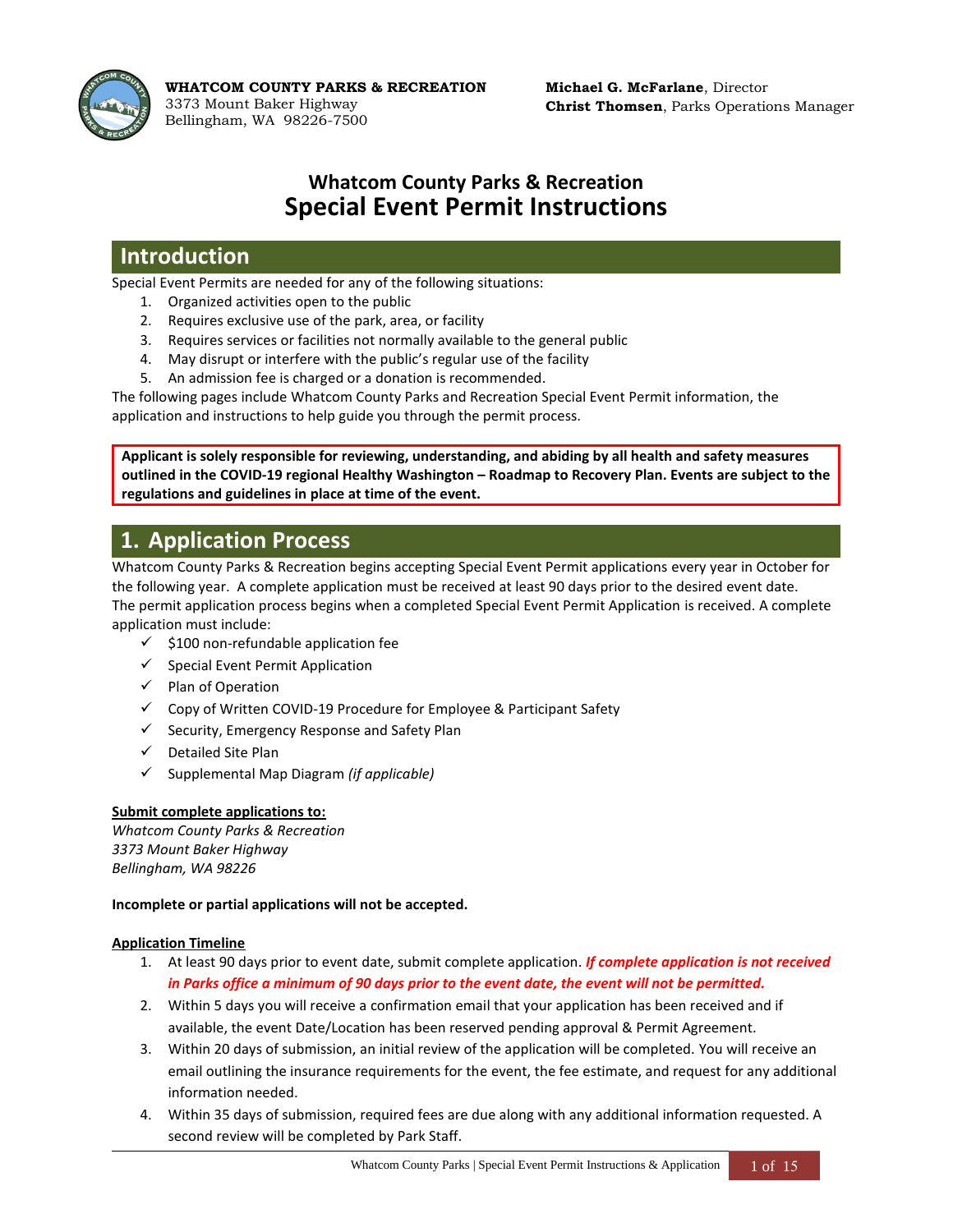**WHATCOM COUNTY PARKS & RECREATION**
3373 Mount Baker Highway
Bellingham, WA 98226-7500

**Michael G. McFarlane**, Director
**Christ Thomsen**, Parks Operations Manager

# Whatcom County Parks & Recreation
# Special Event Permit Instructions

## Introduction

Special Event Permits are needed for any of the following situations:

1. Organized activities open to the public
2. Requires exclusive use of the park, area, or facility
3. Requires services or facilities not normally available to the general public
4. May disrupt or interfere with the public's regular use of the facility
5. An admission fee is charged or a donation is recommended.

The following pages include Whatcom County Parks and Recreation Special Event Permit information, the application and instructions to help guide you through the permit process.

**Applicant is solely responsible for reviewing, understanding, and abiding by all health and safety measures outlined in the COVID-19 regional Healthy Washington – Roadmap to Recovery Plan. Events are subject to the regulations and guidelines in place at time of the event.**

## 1. Application Process

Whatcom County Parks & Recreation begins accepting Special Event Permit applications every year in October for the following year. A complete application must be received at least 90 days prior to the desired event date. The permit application process begins when a completed Special Event Permit Application is received. A complete application must include:

- ✓ $100 non-refundable application fee
- ✓ Special Event Permit Application
- ✓ Plan of Operation
- ✓ Copy of Written COVID-19 Procedure for Employee & Participant Safety
- ✓ Security, Emergency Response and Safety Plan
- ✓ Detailed Site Plan
- ✓ Supplemental Map Diagram *(if applicable)*

**Submit complete applications to:**
*Whatcom County Parks & Recreation*
*3373 Mount Baker Highway*
*Bellingham, WA 98226*

**Incomplete or partial applications will not be accepted.**

**Application Timeline**

1. At least 90 days prior to event date, submit complete application. ***If complete application is not received in Parks office a minimum of 90 days prior to the event date, the event will not be permitted.***
2. Within 5 days you will receive a confirmation email that your application has been received and if available, the event Date/Location has been reserved pending approval & Permit Agreement.
3. Within 20 days of submission, an initial review of the application will be completed. You will receive an email outlining the insurance requirements for the event, the fee estimate, and request for any additional information needed.
4. Within 35 days of submission, required fees are due along with any additional information requested. A second review will be completed by Park Staff.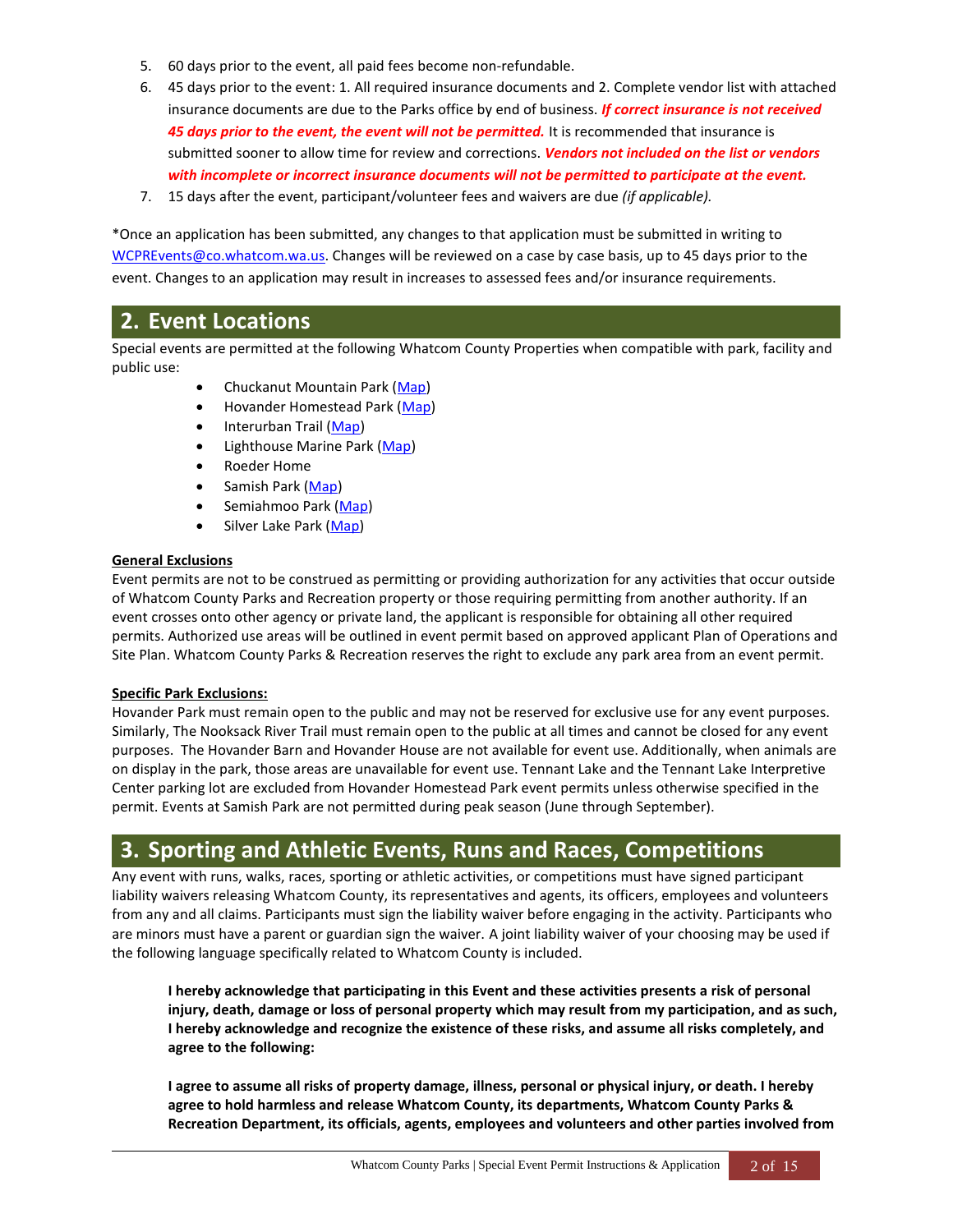5. 60 days prior to the event, all paid fees become non-refundable.
6. 45 days prior to the event: 1. All required insurance documents and 2. Complete vendor list with attached insurance documents are due to the Parks office by end of business. ***If correct insurance is not received 45 days prior to the event, the event will not be permitted.*** It is recommended that insurance is submitted sooner to allow time for review and corrections. ***Vendors not included on the list or vendors with incomplete or incorrect insurance documents will not be permitted to participate at the event.***
7. 15 days after the event, participant/volunteer fees and waivers are due *(if applicable).*

*Once an application has been submitted, any changes to that application must be submitted in writing to WCPREvents@co.whatcom.wa.us. Changes will be reviewed on a case by case basis, up to 45 days prior to the event. Changes to an application may result in increases to assessed fees and/or insurance requirements.

## 2. Event Locations

Special events are permitted at the following Whatcom County Properties when compatible with park, facility and public use:

- Chuckanut Mountain Park (Map)
- Hovander Homestead Park (Map)
- Interurban Trail (Map)
- Lighthouse Marine Park (Map)
- Roeder Home
- Samish Park (Map)
- Semiahmoo Park (Map)
- Silver Lake Park (Map)

**General Exclusions**

Event permits are not to be construed as permitting or providing authorization for any activities that occur outside of Whatcom County Parks and Recreation property or those requiring permitting from another authority. If an event crosses onto other agency or private land, the applicant is responsible for obtaining all other required permits. Authorized use areas will be outlined in event permit based on approved applicant Plan of Operations and Site Plan. Whatcom County Parks & Recreation reserves the right to exclude any park area from an event permit.

**Specific Park Exclusions:**

Hovander Park must remain open to the public and may not be reserved for exclusive use for any event purposes. Similarly, The Nooksack River Trail must remain open to the public at all times and cannot be closed for any event purposes. The Hovander Barn and Hovander House are not available for event use. Additionally, when animals are on display in the park, those areas are unavailable for event use. Tennant Lake and the Tennant Lake Interpretive Center parking lot are excluded from Hovander Homestead Park event permits unless otherwise specified in the permit. Events at Samish Park are not permitted during peak season (June through September).

## 3. Sporting and Athletic Events, Runs and Races, Competitions

Any event with runs, walks, races, sporting or athletic activities, or competitions must have signed participant liability waivers releasing Whatcom County, its representatives and agents, its officers, employees and volunteers from any and all claims. Participants must sign the liability waiver before engaging in the activity. Participants who are minors must have a parent or guardian sign the waiver. A joint liability waiver of your choosing may be used if the following language specifically related to Whatcom County is included.

> **I hereby acknowledge that participating in this Event and these activities presents a risk of personal injury, death, damage or loss of personal property which may result from my participation, and as such, I hereby acknowledge and recognize the existence of these risks, and assume all risks completely, and agree to the following:**
>
> **I agree to assume all risks of property damage, illness, personal or physical injury, or death. I hereby agree to hold harmless and release Whatcom County, its departments, Whatcom County Parks & Recreation Department, its officials, agents, employees and volunteers and other parties involved from**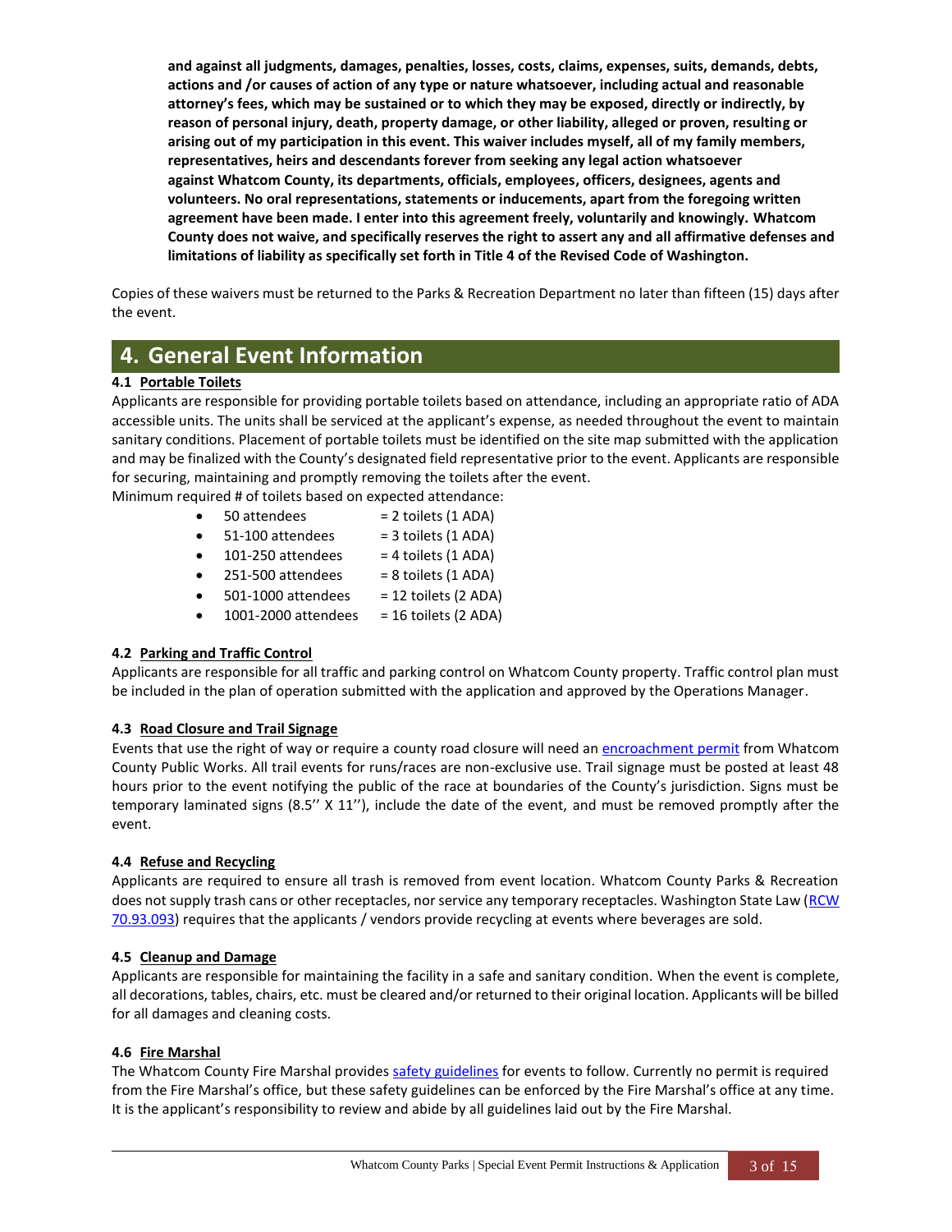**and against all judgments, damages, penalties, losses, costs, claims, expenses, suits, demands, debts, actions and /or causes of action of any type or nature whatsoever, including actual and reasonable attorney's fees, which may be sustained or to which they may be exposed, directly or indirectly, by reason of personal injury, death, property damage, or other liability, alleged or proven, resulting or arising out of my participation in this event. This waiver includes myself, all of my family members, representatives, heirs and descendants forever from seeking any legal action whatsoever against Whatcom County, its departments, officials, employees, officers, designees, agents and volunteers. No oral representations, statements or inducements, apart from the foregoing written agreement have been made. I enter into this agreement freely, voluntarily and knowingly. Whatcom County does not waive, and specifically reserves the right to assert any and all affirmative defenses and limitations of liability as specifically set forth in Title 4 of the Revised Code of Washington.**

Copies of these waivers must be returned to the Parks & Recreation Department no later than fifteen (15) days after the event.

## 4. General Event Information

### 4.1 Portable Toilets

Applicants are responsible for providing portable toilets based on attendance, including an appropriate ratio of ADA accessible units. The units shall be serviced at the applicant's expense, as needed throughout the event to maintain sanitary conditions. Placement of portable toilets must be identified on the site map submitted with the application and may be finalized with the County's designated field representative prior to the event. Applicants are responsible for securing, maintaining and promptly removing the toilets after the event.

Minimum required # of toilets based on expected attendance:

- 50 attendees = 2 toilets (1 ADA)
- 51-100 attendees = 3 toilets (1 ADA)
- 101-250 attendees = 4 toilets (1 ADA)
- 251-500 attendees = 8 toilets (1 ADA)
- 501-1000 attendees = 12 toilets (2 ADA)
- 1001-2000 attendees = 16 toilets (2 ADA)

### 4.2 Parking and Traffic Control

Applicants are responsible for all traffic and parking control on Whatcom County property. Traffic control plan must be included in the plan of operation submitted with the application and approved by the Operations Manager.

### 4.3 Road Closure and Trail Signage

Events that use the right of way or require a county road closure will need an encroachment permit from Whatcom County Public Works. All trail events for runs/races are non-exclusive use. Trail signage must be posted at least 48 hours prior to the event notifying the public of the race at boundaries of the County's jurisdiction. Signs must be temporary laminated signs (8.5'' X 11''), include the date of the event, and must be removed promptly after the event.

### 4.4 Refuse and Recycling

Applicants are required to ensure all trash is removed from event location. Whatcom County Parks & Recreation does not supply trash cans or other receptacles, nor service any temporary receptacles. Washington State Law (RCW 70.93.093) requires that the applicants / vendors provide recycling at events where beverages are sold.

### 4.5 Cleanup and Damage

Applicants are responsible for maintaining the facility in a safe and sanitary condition. When the event is complete, all decorations, tables, chairs, etc. must be cleared and/or returned to their original location. Applicants will be billed for all damages and cleaning costs.

### 4.6 Fire Marshal

The Whatcom County Fire Marshal provides safety guidelines for events to follow. Currently no permit is required from the Fire Marshal's office, but these safety guidelines can be enforced by the Fire Marshal's office at any time. It is the applicant's responsibility to review and abide by all guidelines laid out by the Fire Marshal.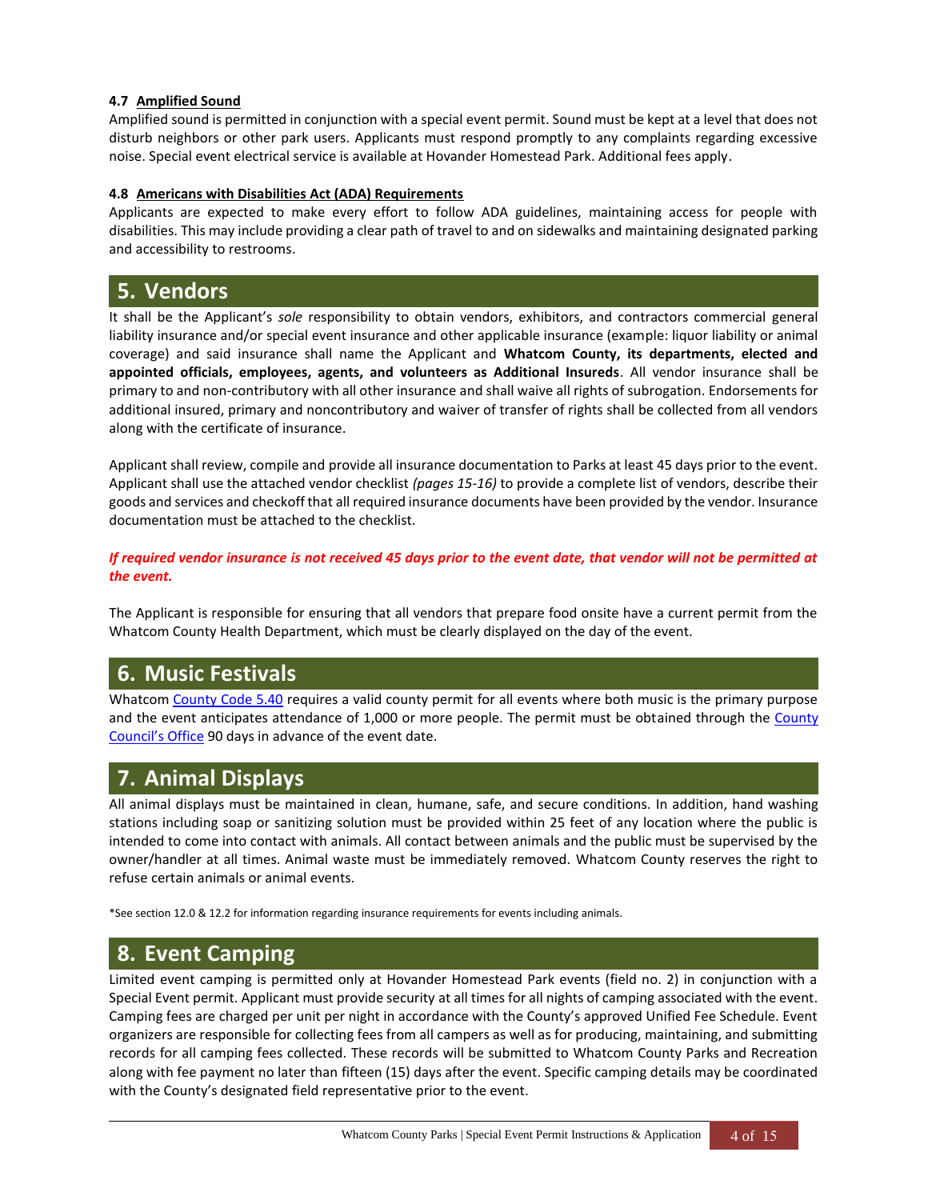### 4.7 Amplified Sound

Amplified sound is permitted in conjunction with a special event permit. Sound must be kept at a level that does not disturb neighbors or other park users. Applicants must respond promptly to any complaints regarding excessive noise. Special event electrical service is available at Hovander Homestead Park. Additional fees apply.

### 4.8 Americans with Disabilities Act (ADA) Requirements

Applicants are expected to make every effort to follow ADA guidelines, maintaining access for people with disabilities. This may include providing a clear path of travel to and on sidewalks and maintaining designated parking and accessibility to restrooms.

## 5. Vendors

It shall be the Applicant's *sole* responsibility to obtain vendors, exhibitors, and contractors commercial general liability insurance and/or special event insurance and other applicable insurance (example: liquor liability or animal coverage) and said insurance shall name the Applicant and **Whatcom County, its departments, elected and appointed officials, employees, agents, and volunteers as Additional Insureds**. All vendor insurance shall be primary to and non-contributory with all other insurance and shall waive all rights of subrogation. Endorsements for additional insured, primary and noncontributory and waiver of transfer of rights shall be collected from all vendors along with the certificate of insurance.

Applicant shall review, compile and provide all insurance documentation to Parks at least 45 days prior to the event. Applicant shall use the attached vendor checklist *(pages 15-16)* to provide a complete list of vendors, describe their goods and services and checkoff that all required insurance documents have been provided by the vendor. Insurance documentation must be attached to the checklist.

***If required vendor insurance is not received 45 days prior to the event date, that vendor will not be permitted at the event.***

The Applicant is responsible for ensuring that all vendors that prepare food onsite have a current permit from the Whatcom County Health Department, which must be clearly displayed on the day of the event.

## 6. Music Festivals

Whatcom County Code 5.40 requires a valid county permit for all events where both music is the primary purpose and the event anticipates attendance of 1,000 or more people. The permit must be obtained through the County Council's Office 90 days in advance of the event date.

## 7. Animal Displays

All animal displays must be maintained in clean, humane, safe, and secure conditions. In addition, hand washing stations including soap or sanitizing solution must be provided within 25 feet of any location where the public is intended to come into contact with animals. All contact between animals and the public must be supervised by the owner/handler at all times. Animal waste must be immediately removed. Whatcom County reserves the right to refuse certain animals or animal events.

*See section 12.0 & 12.2 for information regarding insurance requirements for events including animals.

## 8. Event Camping

Limited event camping is permitted only at Hovander Homestead Park events (field no. 2) in conjunction with a Special Event permit. Applicant must provide security at all times for all nights of camping associated with the event. Camping fees are charged per unit per night in accordance with the County's approved Unified Fee Schedule. Event organizers are responsible for collecting fees from all campers as well as for producing, maintaining, and submitting records for all camping fees collected. These records will be submitted to Whatcom County Parks and Recreation along with fee payment no later than fifteen (15) days after the event. Specific camping details may be coordinated with the County's designated field representative prior to the event.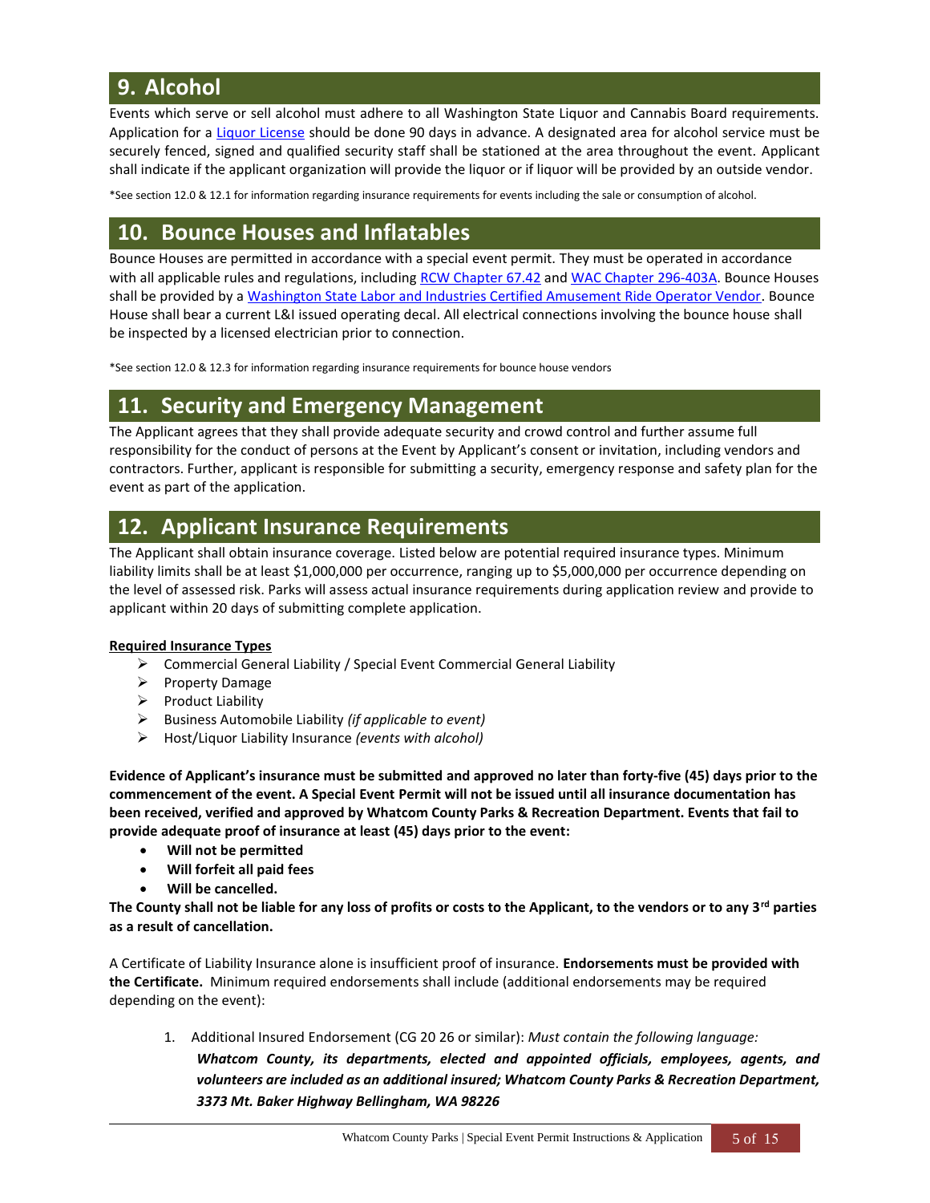## 9. Alcohol

Events which serve or sell alcohol must adhere to all Washington State Liquor and Cannabis Board requirements. Application for a Liquor License should be done 90 days in advance. A designated area for alcohol service must be securely fenced, signed and qualified security staff shall be stationed at the area throughout the event. Applicant shall indicate if the applicant organization will provide the liquor or if liquor will be provided by an outside vendor.

*See section 12.0 & 12.1 for information regarding insurance requirements for events including the sale or consumption of alcohol.

## 10. Bounce Houses and Inflatables

Bounce Houses are permitted in accordance with a special event permit. They must be operated in accordance with all applicable rules and regulations, including RCW Chapter 67.42 and WAC Chapter 296-403A. Bounce Houses shall be provided by a Washington State Labor and Industries Certified Amusement Ride Operator Vendor. Bounce House shall bear a current L&I issued operating decal. All electrical connections involving the bounce house shall be inspected by a licensed electrician prior to connection.

*See section 12.0 & 12.3 for information regarding insurance requirements for bounce house vendors

## 11. Security and Emergency Management

The Applicant agrees that they shall provide adequate security and crowd control and further assume full responsibility for the conduct of persons at the Event by Applicant's consent or invitation, including vendors and contractors. Further, applicant is responsible for submitting a security, emergency response and safety plan for the event as part of the application.

## 12. Applicant Insurance Requirements

The Applicant shall obtain insurance coverage. Listed below are potential required insurance types. Minimum liability limits shall be at least $1,000,000 per occurrence, ranging up to $5,000,000 per occurrence depending on the level of assessed risk. Parks will assess actual insurance requirements during application review and provide to applicant within 20 days of submitting complete application.

**Required Insurance Types**

- Commercial General Liability / Special Event Commercial General Liability
- Property Damage
- Product Liability
- Business Automobile Liability *(if applicable to event)*
- Host/Liquor Liability Insurance *(events with alcohol)*

**Evidence of Applicant's insurance must be submitted and approved no later than forty-five (45) days prior to the commencement of the event. A Special Event Permit will not be issued until all insurance documentation has been received, verified and approved by Whatcom County Parks & Recreation Department. Events that fail to provide adequate proof of insurance at least (45) days prior to the event:**

- **Will not be permitted**
- **Will forfeit all paid fees**
- **Will be cancelled.**

**The County shall not be liable for any loss of profits or costs to the Applicant, to the vendors or to any 3rd parties as a result of cancellation.**

A Certificate of Liability Insurance alone is insufficient proof of insurance. **Endorsements must be provided with the Certificate.** Minimum required endorsements shall include (additional endorsements may be required depending on the event):

1. Additional Insured Endorsement (CG 20 26 or similar): *Must contain the following language:*
   ***Whatcom County, its departments, elected and appointed officials, employees, agents, and volunteers are included as an additional insured; Whatcom County Parks & Recreation Department, 3373 Mt. Baker Highway Bellingham, WA 98226***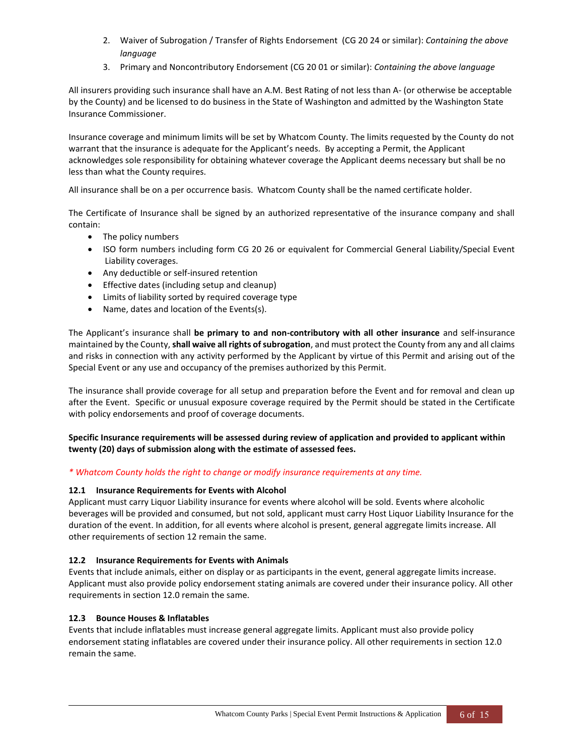2. Waiver of Subrogation / Transfer of Rights Endorsement (CG 20 24 or similar): *Containing the above language*
3. Primary and Noncontributory Endorsement (CG 20 01 or similar): *Containing the above language*

All insurers providing such insurance shall have an A.M. Best Rating of not less than A- (or otherwise be acceptable by the County) and be licensed to do business in the State of Washington and admitted by the Washington State Insurance Commissioner.

Insurance coverage and minimum limits will be set by Whatcom County. The limits requested by the County do not warrant that the insurance is adequate for the Applicant's needs. By accepting a Permit, the Applicant acknowledges sole responsibility for obtaining whatever coverage the Applicant deems necessary but shall be no less than what the County requires.

All insurance shall be on a per occurrence basis. Whatcom County shall be the named certificate holder.

The Certificate of Insurance shall be signed by an authorized representative of the insurance company and shall contain:

- The policy numbers
- ISO form numbers including form CG 20 26 or equivalent for Commercial General Liability/Special Event Liability coverages.
- Any deductible or self-insured retention
- Effective dates (including setup and cleanup)
- Limits of liability sorted by required coverage type
- Name, dates and location of the Events(s).

The Applicant's insurance shall **be primary to and non-contributory with all other insurance** and self-insurance maintained by the County, **shall waive all rights of subrogation**, and must protect the County from any and all claims and risks in connection with any activity performed by the Applicant by virtue of this Permit and arising out of the Special Event or any use and occupancy of the premises authorized by this Permit.

The insurance shall provide coverage for all setup and preparation before the Event and for removal and clean up after the Event. Specific or unusual exposure coverage required by the Permit should be stated in the Certificate with policy endorsements and proof of coverage documents.

**Specific Insurance requirements will be assessed during review of application and provided to applicant within twenty (20) days of submission along with the estimate of assessed fees.**

*\* Whatcom County holds the right to change or modify insurance requirements at any time.*

### 12.1 Insurance Requirements for Events with Alcohol

Applicant must carry Liquor Liability insurance for events where alcohol will be sold. Events where alcoholic beverages will be provided and consumed, but not sold, applicant must carry Host Liquor Liability Insurance for the duration of the event. In addition, for all events where alcohol is present, general aggregate limits increase. All other requirements of section 12 remain the same.

### 12.2 Insurance Requirements for Events with Animals

Events that include animals, either on display or as participants in the event, general aggregate limits increase. Applicant must also provide policy endorsement stating animals are covered under their insurance policy. All other requirements in section 12.0 remain the same.

### 12.3 Bounce Houses & Inflatables

Events that include inflatables must increase general aggregate limits. Applicant must also provide policy endorsement stating inflatables are covered under their insurance policy. All other requirements in section 12.0 remain the same.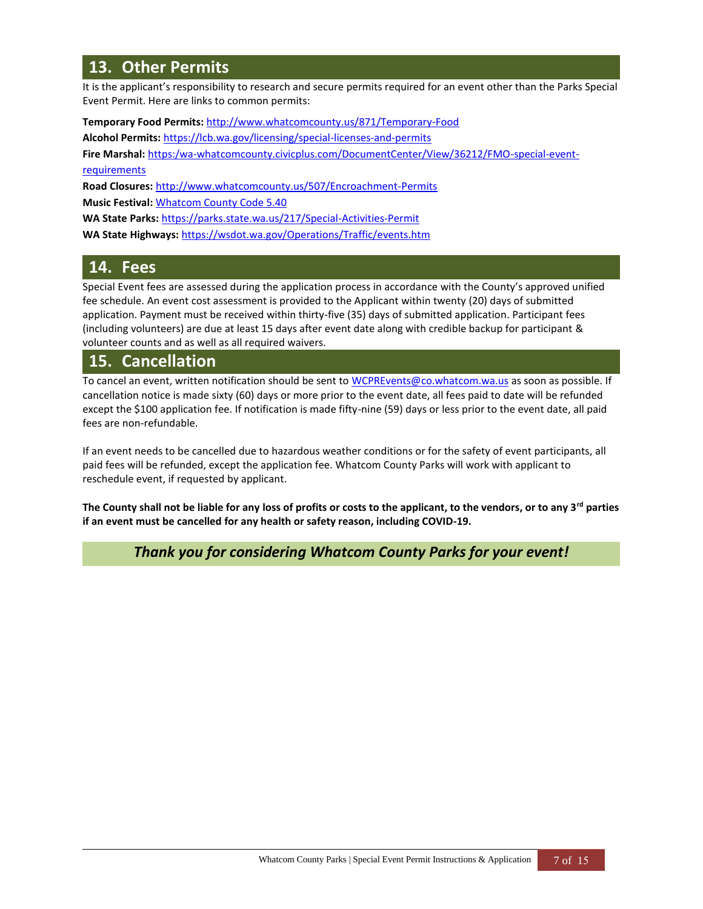## 13. Other Permits

It is the applicant's responsibility to research and secure permits required for an event other than the Parks Special Event Permit. Here are links to common permits:

**Temporary Food Permits:** http://www.whatcomcounty.us/871/Temporary-Food

**Alcohol Permits:** https://lcb.wa.gov/licensing/special-licenses-and-permits

**Fire Marshal:** https:/wa-whatcomcounty.civicplus.com/DocumentCenter/View/36212/FMO-special-event-requirements

**Road Closures:** http://www.whatcomcounty.us/507/Encroachment-Permits

**Music Festival:** Whatcom County Code 5.40

**WA State Parks:** https://parks.state.wa.us/217/Special-Activities-Permit

**WA State Highways:** https://wsdot.wa.gov/Operations/Traffic/events.htm

## 14. Fees

Special Event fees are assessed during the application process in accordance with the County's approved unified fee schedule. An event cost assessment is provided to the Applicant within twenty (20) days of submitted application. Payment must be received within thirty-five (35) days of submitted application. Participant fees (including volunteers) are due at least 15 days after event date along with credible backup for participant & volunteer counts and as well as all required waivers.

## 15. Cancellation

To cancel an event, written notification should be sent to WCPREvents@co.whatcom.wa.us as soon as possible. If cancellation notice is made sixty (60) days or more prior to the event date, all fees paid to date will be refunded except the $100 application fee. If notification is made fifty-nine (59) days or less prior to the event date, all paid fees are non-refundable.

If an event needs to be cancelled due to hazardous weather conditions or for the safety of event participants, all paid fees will be refunded, except the application fee. Whatcom County Parks will work with applicant to reschedule event, if requested by applicant.

**The County shall not be liable for any loss of profits or costs to the applicant, to the vendors, or to any 3rd parties if an event must be cancelled for any health or safety reason, including COVID-19.**

***Thank you for considering Whatcom County Parks for your event!***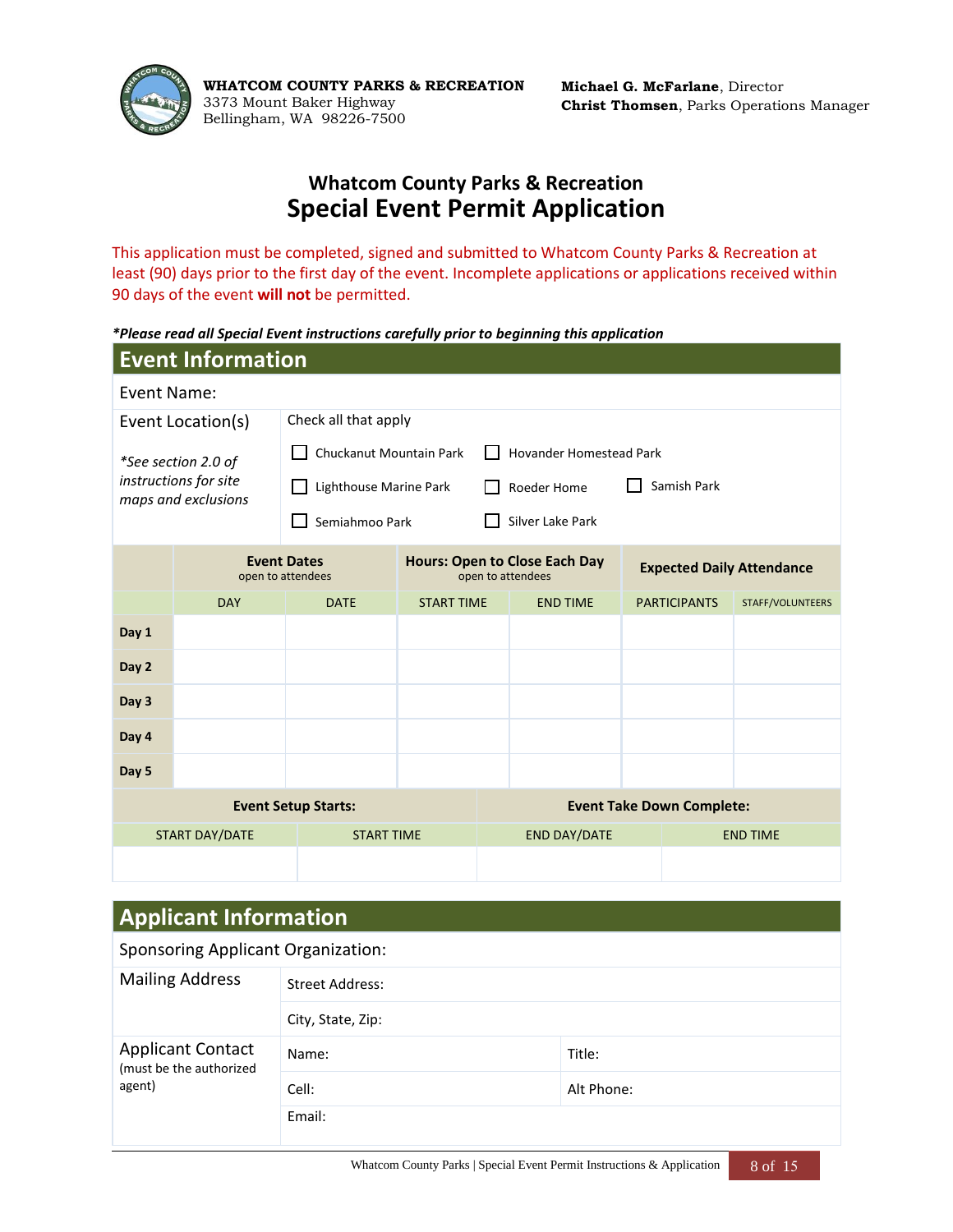**WHATCOM COUNTY PARKS & RECREATION**
3373 Mount Baker Highway
Bellingham, WA 98226-7500

**Michael G. McFarlane**, Director
**Christ Thomsen**, Parks Operations Manager

## Whatcom County Parks & Recreation

# Special Event Permit Application

This application must be completed, signed and submitted to Whatcom County Parks & Recreation at least (90) days prior to the first day of the event. Incomplete applications or applications received within 90 days of the event **will not** be permitted.

***Please read all Special Event instructions carefully prior to beginning this application***

## Event Information

Event Name:

| Event Location(s) | Check all that apply | | |
|---|---|---|---|
| *\*See section 2.0 of instructions for site maps and exclusions* | ☐ Chuckanut Mountain Park | ☐ Hovander Homestead Park | |
| | ☐ Lighthouse Marine Park | ☐ Roeder Home | ☐ Samish Park |
| | ☐ Semiahmoo Park | ☐ Silver Lake Park | |

| | Event Dates (open to attendees) | | Hours: Open to Close Each Day (open to attendees) | | Expected Daily Attendance | |
|---|---|---|---|---|---|---|
| | DAY | DATE | START TIME | END TIME | PARTICIPANTS | STAFF/VOLUNTEERS |
| **Day 1** | | | | | | |
| **Day 2** | | | | | | |
| **Day 3** | | | | | | |
| **Day 4** | | | | | | |
| **Day 5** | | | | | | |

| Event Setup Starts: | | Event Take Down Complete: | |
|---|---|---|---|
| START DAY/DATE | START TIME | END DAY/DATE | END TIME |
| | | | |

## Applicant Information

Sponsoring Applicant Organization:

| Mailing Address | Street Address: | |
|---|---|---|
| | City, State, Zip: | |
| Applicant Contact (must be the authorized agent) | Name: | Title: |
| | Cell: | Alt Phone: |
| | Email: | |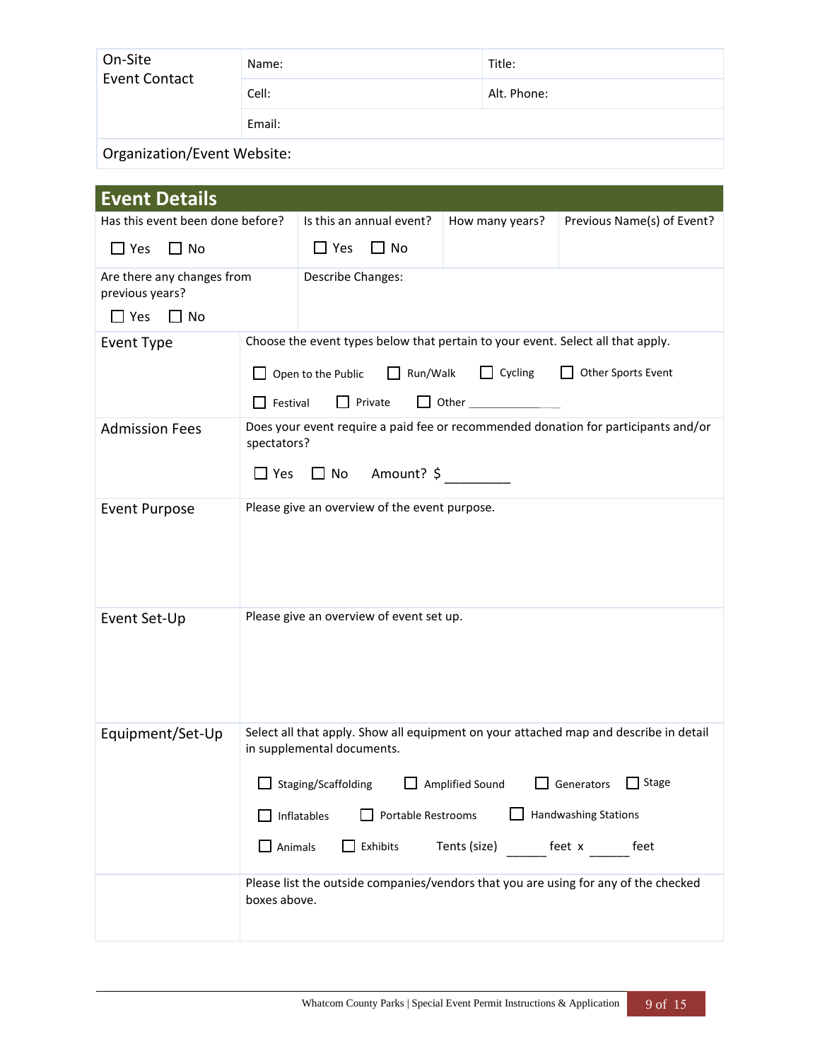| On-Site Event Contact | Name: | Title: |
|---|---|---|
| | Cell: | Alt. Phone: |
| | Email: | |
| Organization/Event Website: | | |

## Event Details

| Has this event been done before? | Is this an annual event? | How many years? | Previous Name(s) of Event? |
|---|---|---|---|
| ☐ Yes ☐ No | ☐ Yes ☐ No | | |
| Are there any changes from previous years? ☐ Yes ☐ No | Describe Changes: | | |

| | |
|---|---|
| Event Type | Choose the event types below that pertain to your event. Select all that apply.<br>☐ Open to the Public ☐ Run/Walk ☐ Cycling ☐ Other Sports Event<br>☐ Festival ☐ Private ☐ Other ____________ |
| Admission Fees | Does your event require a paid fee or recommended donation for participants and/or spectators?<br>☐ Yes ☐ No Amount? $ _________ |
| Event Purpose | Please give an overview of the event purpose. |
| Event Set-Up | Please give an overview of event set up. |
| Equipment/Set-Up | Select all that apply. Show all equipment on your attached map and describe in detail in supplemental documents.<br>☐ Staging/Scaffolding ☐ Amplified Sound ☐ Generators ☐ Stage<br>☐ Inflatables ☐ Portable Restrooms ☐ Handwashing Stations<br>☐ Animals ☐ Exhibits Tents (size) ______ feet x ______ feet |
| | Please list the outside companies/vendors that you are using for any of the checked boxes above. |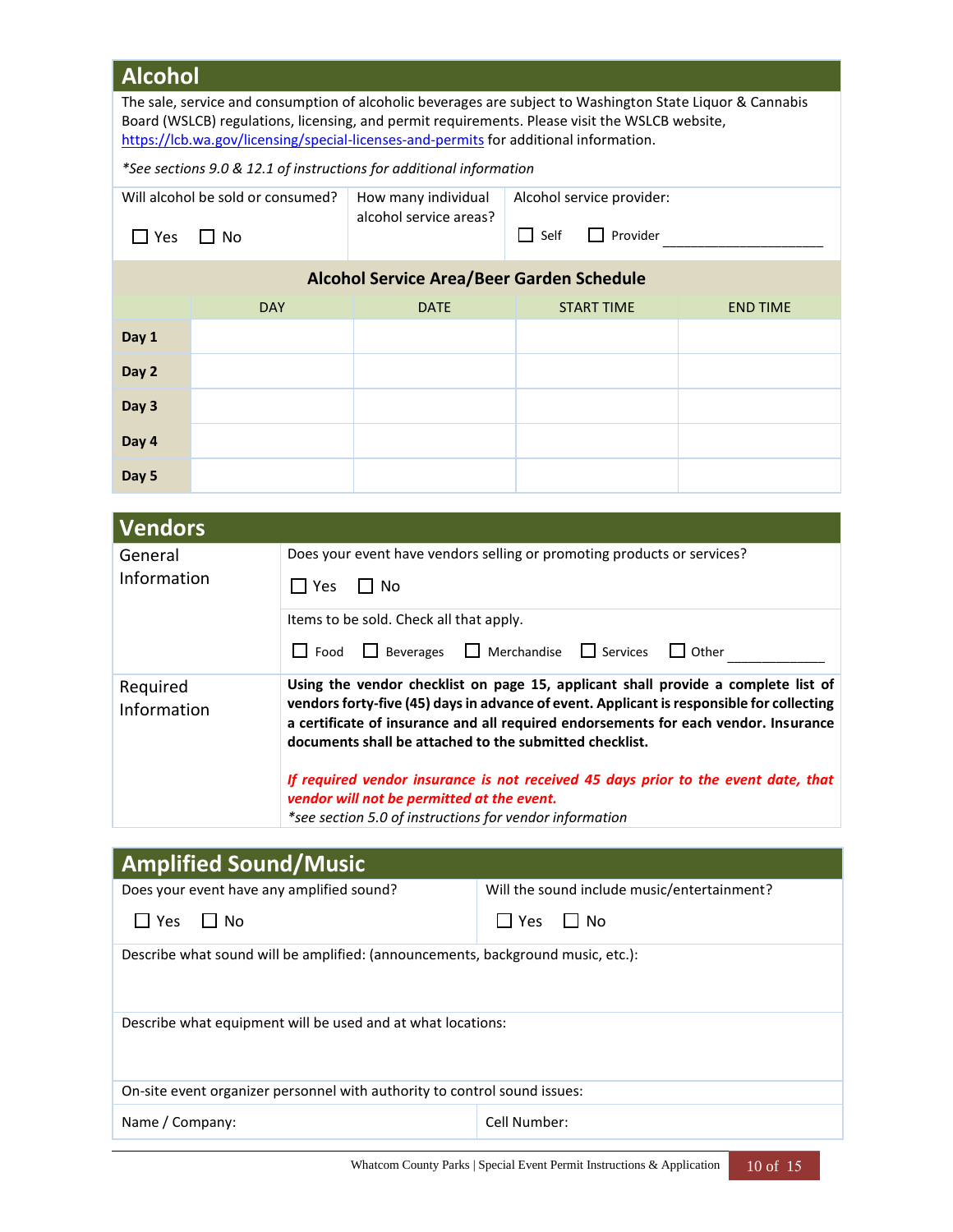## Alcohol

The sale, service and consumption of alcoholic beverages are subject to Washington State Liquor & Cannabis Board (WSLCB) regulations, licensing, and permit requirements. Please visit the WSLCB website, https://lcb.wa.gov/licensing/special-licenses-and-permits for additional information.

*\*See sections 9.0 & 12.1 of instructions for additional information*

| Will alcohol be sold or consumed? | How many individual alcohol service areas? | Alcohol service provider: |
|---|---|---|
| ☐ Yes ☐ No | | ☐ Self ☐ Provider ____________________ |

### Alcohol Service Area/Beer Garden Schedule

| | DAY | DATE | START TIME | END TIME |
|---|---|---|---|---|
| **Day 1** | | | | |
| **Day 2** | | | | |
| **Day 3** | | | | |
| **Day 4** | | | | |
| **Day 5** | | | | |

## Vendors

| | |
|---|---|
| General Information | Does your event have vendors selling or promoting products or services?<br><br>☐ Yes ☐ No |
| | Items to be sold. Check all that apply.<br><br>☐ Food ☐ Beverages ☐ Merchandise ☐ Services ☐ Other ____________ |
| Required Information | **Using the vendor checklist on page 15, applicant shall provide a complete list of vendors forty-five (45) days in advance of event. Applicant is responsible for collecting a certificate of insurance and all required endorsements for each vendor. Insurance documents shall be attached to the submitted checklist.**<br><br>***If required vendor insurance is not received 45 days prior to the event date, that vendor will not be permitted at the event.***<br>*\*see section 5.0 of instructions for vendor information* |

## Amplified Sound/Music

| Does your event have any amplified sound? | Will the sound include music/entertainment? |
|---|---|
| ☐ Yes ☐ No | ☐ Yes ☐ No |

Describe what sound will be amplified: (announcements, background music, etc.):

Describe what equipment will be used and at what locations:

On-site event organizer personnel with authority to control sound issues:

| Name / Company: | Cell Number: |
|---|---|
| | |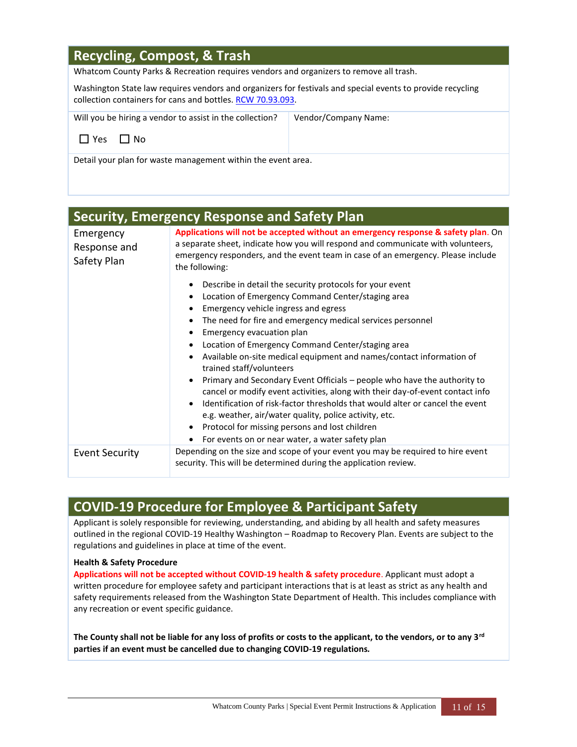## Recycling, Compost, & Trash

Whatcom County Parks & Recreation requires vendors and organizers to remove all trash.

Washington State law requires vendors and organizers for festivals and special events to provide recycling collection containers for cans and bottles. RCW 70.93.093.

| Will you be hiring a vendor to assist in the collection? ☐ Yes ☐ No | Vendor/Company Name: |
|---|---|

Detail your plan for waste management within the event area.

## Security, Emergency Response and Safety Plan

| | |
|---|---|
| Emergency Response and Safety Plan | **Applications will not be accepted without an emergency response & safety plan**. On a separate sheet, indicate how you will respond and communicate with volunteers, emergency responders, and the event team in case of an emergency. Please include the following:<br>• Describe in detail the security protocols for your event<br>• Location of Emergency Command Center/staging area<br>• Emergency vehicle ingress and egress<br>• The need for fire and emergency medical services personnel<br>• Emergency evacuation plan<br>• Location of Emergency Command Center/staging area<br>• Available on-site medical equipment and names/contact information of trained staff/volunteers<br>• Primary and Secondary Event Officials – people who have the authority to cancel or modify event activities, along with their day-of-event contact info<br>• Identification of risk-factor thresholds that would alter or cancel the event e.g. weather, air/water quality, police activity, etc.<br>• Protocol for missing persons and lost children<br>• For events on or near water, a water safety plan |
| Event Security | Depending on the size and scope of your event you may be required to hire event security. This will be determined during the application review. |

## COVID-19 Procedure for Employee & Participant Safety

Applicant is solely responsible for reviewing, understanding, and abiding by all health and safety measures outlined in the regional COVID-19 Healthy Washington – Roadmap to Recovery Plan. Events are subject to the regulations and guidelines in place at time of the event.

**Health & Safety Procedure**

**Applications will not be accepted without COVID-19 health & safety procedure**. Applicant must adopt a written procedure for employee safety and participant interactions that is at least as strict as any health and safety requirements released from the Washington State Department of Health. This includes compliance with any recreation or event specific guidance.

**The County shall not be liable for any loss of profits or costs to the applicant, to the vendors, or to any 3rd parties if an event must be cancelled due to changing COVID-19 regulations.**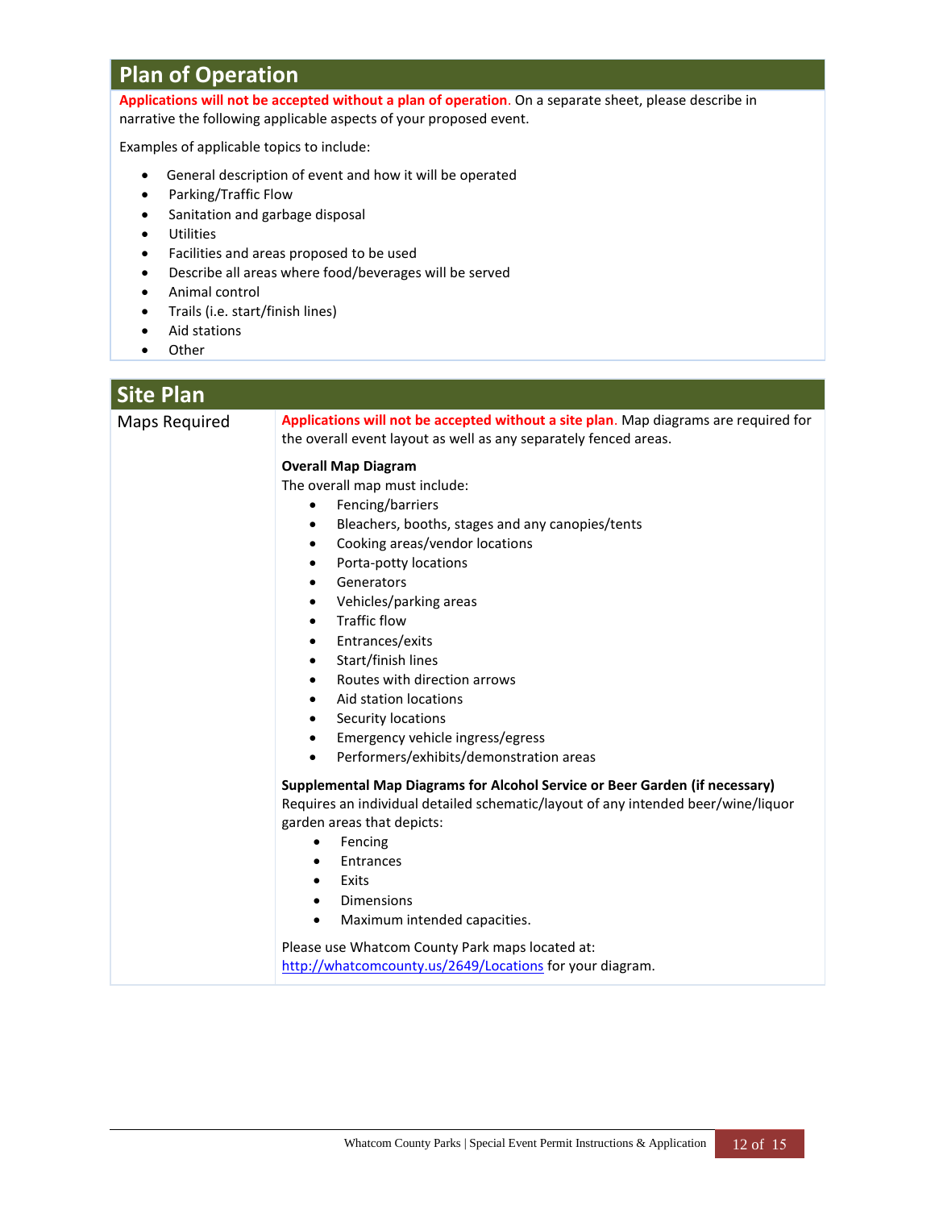## Plan of Operation

**Applications will not be accepted without a plan of operation**. On a separate sheet, please describe in narrative the following applicable aspects of your proposed event.

Examples of applicable topics to include:

- General description of event and how it will be operated
- Parking/Traffic Flow
- Sanitation and garbage disposal
- Utilities
- Facilities and areas proposed to be used
- Describe all areas where food/beverages will be served
- Animal control
- Trails (i.e. start/finish lines)
- Aid stations
- Other

## Site Plan

### Maps Required

**Applications will not be accepted without a site plan**. Map diagrams are required for the overall event layout as well as any separately fenced areas.

**Overall Map Diagram**

The overall map must include:

- Fencing/barriers
- Bleachers, booths, stages and any canopies/tents
- Cooking areas/vendor locations
- Porta-potty locations
- Generators
- Vehicles/parking areas
- Traffic flow
- Entrances/exits
- Start/finish lines
- Routes with direction arrows
- Aid station locations
- Security locations
- Emergency vehicle ingress/egress
- Performers/exhibits/demonstration areas

**Supplemental Map Diagrams for Alcohol Service or Beer Garden (if necessary)**

Requires an individual detailed schematic/layout of any intended beer/wine/liquor garden areas that depicts:

- Fencing
- Entrances
- Exits
- Dimensions
- Maximum intended capacities.

Please use Whatcom County Park maps located at: http://whatcomcounty.us/2649/Locations for your diagram.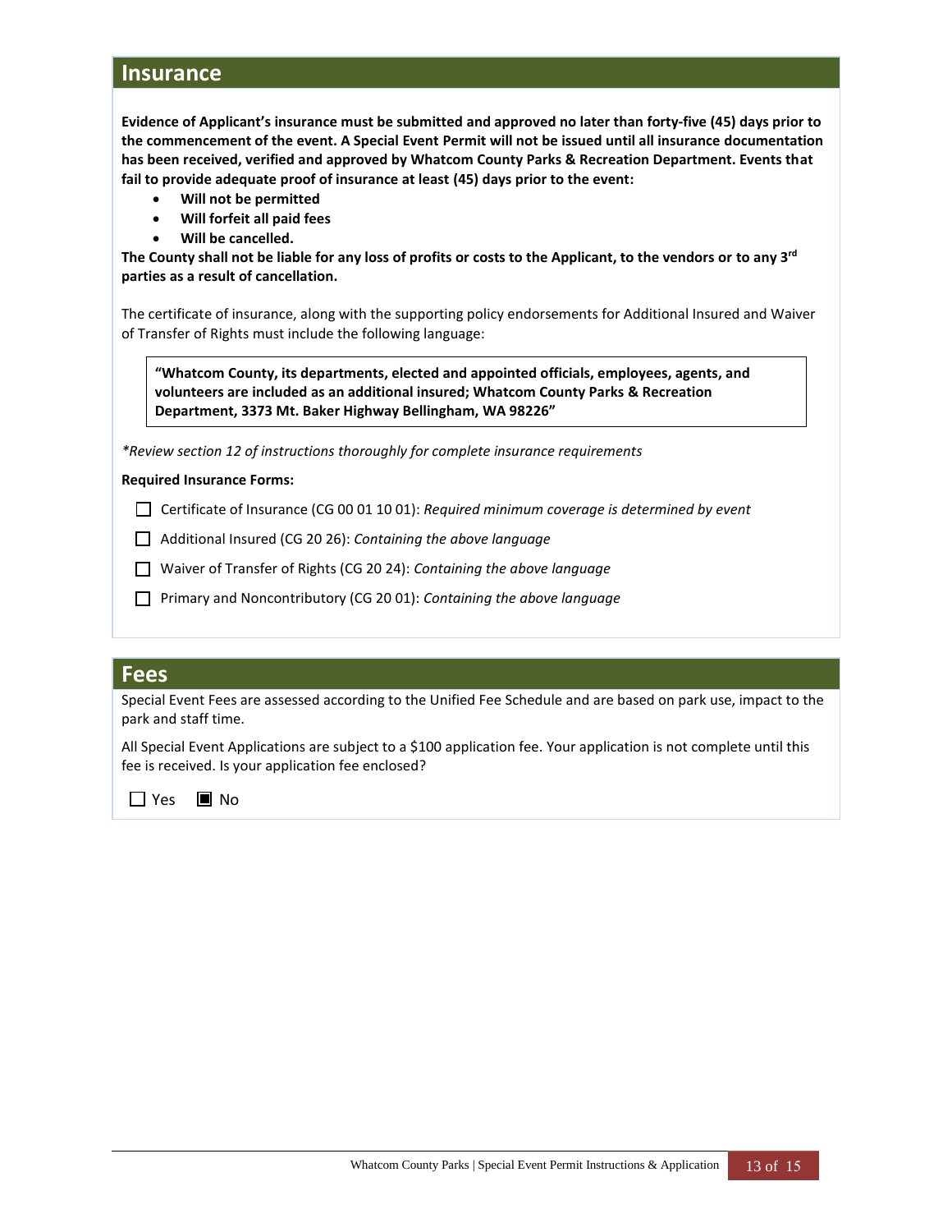## Insurance

**Evidence of Applicant's insurance must be submitted and approved no later than forty-five (45) days prior to the commencement of the event. A Special Event Permit will not be issued until all insurance documentation has been received, verified and approved by Whatcom County Parks & Recreation Department. Events that fail to provide adequate proof of insurance at least (45) days prior to the event:**

- **Will not be permitted**
- **Will forfeit all paid fees**
- **Will be cancelled.**

**The County shall not be liable for any loss of profits or costs to the Applicant, to the vendors or to any 3rd parties as a result of cancellation.**

The certificate of insurance, along with the supporting policy endorsements for Additional Insured and Waiver of Transfer of Rights must include the following language:

> **"Whatcom County, its departments, elected and appointed officials, employees, agents, and volunteers are included as an additional insured; Whatcom County Parks & Recreation Department, 3373 Mt. Baker Highway Bellingham, WA 98226"**

*\*Review section 12 of instructions thoroughly for complete insurance requirements*

**Required Insurance Forms:**

- ☐ Certificate of Insurance (CG 00 01 10 01): *Required minimum coverage is determined by event*
- ☐ Additional Insured (CG 20 26): *Containing the above language*
- ☐ Waiver of Transfer of Rights (CG 20 24): *Containing the above language*
- ☐ Primary and Noncontributory (CG 20 01): *Containing the above language*

## Fees

Special Event Fees are assessed according to the Unified Fee Schedule and are based on park use, impact to the park and staff time.

All Special Event Applications are subject to a $100 application fee. Your application is not complete until this fee is received. Is your application fee enclosed?

☐ Yes ☒ No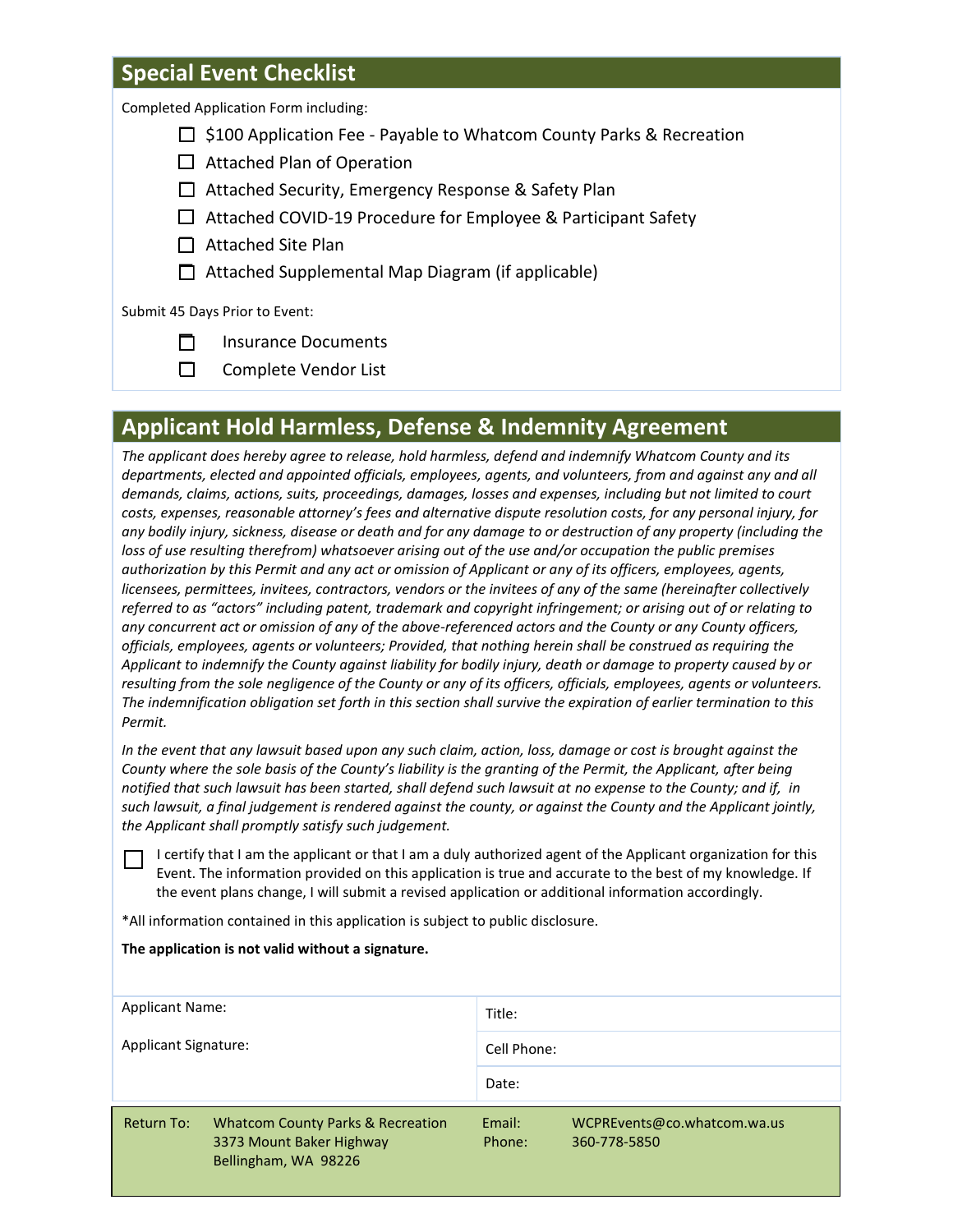## Special Event Checklist

Completed Application Form including:

- ☐ $100 Application Fee - Payable to Whatcom County Parks & Recreation
- ☐ Attached Plan of Operation
- ☐ Attached Security, Emergency Response & Safety Plan
- ☐ Attached COVID-19 Procedure for Employee & Participant Safety
- ☐ Attached Site Plan
- ☐ Attached Supplemental Map Diagram (if applicable)

Submit 45 Days Prior to Event:

- ☐ Insurance Documents
- ☐ Complete Vendor List

## Applicant Hold Harmless, Defense & Indemnity Agreement

*The applicant does hereby agree to release, hold harmless, defend and indemnify Whatcom County and its departments, elected and appointed officials, employees, agents, and volunteers, from and against any and all demands, claims, actions, suits, proceedings, damages, losses and expenses, including but not limited to court costs, expenses, reasonable attorney's fees and alternative dispute resolution costs, for any personal injury, for any bodily injury, sickness, disease or death and for any damage to or destruction of any property (including the loss of use resulting therefrom) whatsoever arising out of the use and/or occupation the public premises authorization by this Permit and any act or omission of Applicant or any of its officers, employees, agents, licensees, permittees, invitees, contractors, vendors or the invitees of any of the same (hereinafter collectively referred to as "actors" including patent, trademark and copyright infringement; or arising out of or relating to any concurrent act or omission of any of the above-referenced actors and the County or any County officers, officials, employees, agents or volunteers; Provided, that nothing herein shall be construed as requiring the Applicant to indemnify the County against liability for bodily injury, death or damage to property caused by or resulting from the sole negligence of the County or any of its officers, officials, employees, agents or volunteers. The indemnification obligation set forth in this section shall survive the expiration of earlier termination to this Permit.*

*In the event that any lawsuit based upon any such claim, action, loss, damage or cost is brought against the County where the sole basis of the County's liability is the granting of the Permit, the Applicant, after being notified that such lawsuit has been started, shall defend such lawsuit at no expense to the County; and if, in such lawsuit, a final judgement is rendered against the county, or against the County and the Applicant jointly, the Applicant shall promptly satisfy such judgement.*

☐ I certify that I am the applicant or that I am a duly authorized agent of the Applicant organization for this Event. The information provided on this application is true and accurate to the best of my knowledge. If the event plans change, I will submit a revised application or additional information accordingly.

*All information contained in this application is subject to public disclosure.

**The application is not valid without a signature.**

| | |
|---|---|
| Applicant Name: | Title: |
| Applicant Signature: | Cell Phone: |
| | Date: |

| Return To: | Whatcom County Parks & Recreation<br>3373 Mount Baker Highway<br>Bellingham, WA 98226 | Email:<br>Phone: | WCPREvents@co.whatcom.wa.us<br>360-778-5850 |
|---|---|---|---|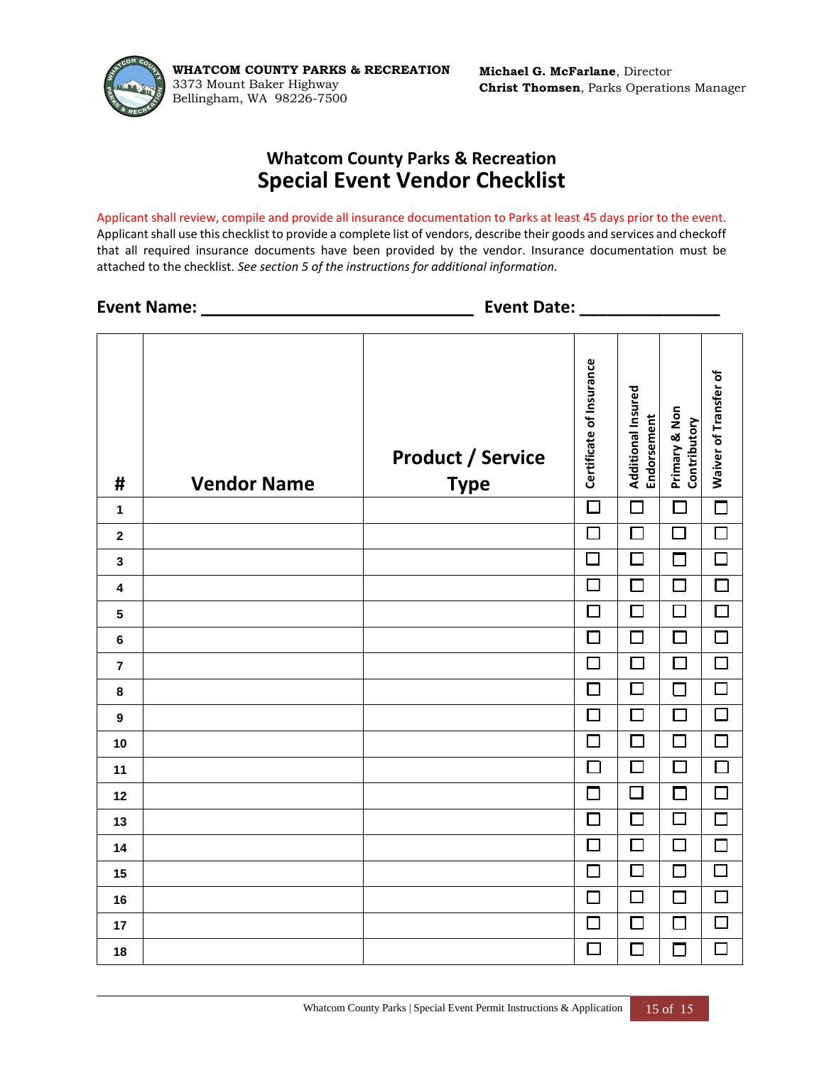**WHATCOM COUNTY PARKS & RECREATION**
3373 Mount Baker Highway
Bellingham, WA 98226-7500

**Michael G. McFarlane**, Director
**Christ Thomsen**, Parks Operations Manager

# Whatcom County Parks & Recreation
# Special Event Vendor Checklist

Applicant shall review, compile and provide all insurance documentation to Parks at least 45 days prior to the event. Applicant shall use this checklist to provide a complete list of vendors, describe their goods and services and checkoff that all required insurance documents have been provided by the vendor. Insurance documentation must be attached to the checklist. *See section 5 of the instructions for additional information.*

**Event Name: ______________________________ Event Date: _______________**

| # | Vendor Name | Product / Service Type | Certificate of Insurance | Additional Insured Endorsement | Primary & Non Contributory | Waiver of Transfer of |
|---|---|---|---|---|---|---|
| 1 | | | ☐ | ☐ | ☐ | ☐ |
| 2 | | | ☐ | ☐ | ☐ | ☐ |
| 3 | | | ☐ | ☐ | ☐ | ☐ |
| 4 | | | ☐ | ☐ | ☐ | ☐ |
| 5 | | | ☐ | ☐ | ☐ | ☐ |
| 6 | | | ☐ | ☐ | ☐ | ☐ |
| 7 | | | ☐ | ☐ | ☐ | ☐ |
| 8 | | | ☐ | ☐ | ☐ | ☐ |
| 9 | | | ☐ | ☐ | ☐ | ☐ |
| 10 | | | ☐ | ☐ | ☐ | ☐ |
| 11 | | | ☐ | ☐ | ☐ | ☐ |
| 12 | | | ☐ | ☐ | ☐ | ☐ |
| 13 | | | ☐ | ☐ | ☐ | ☐ |
| 14 | | | ☐ | ☐ | ☐ | ☐ |
| 15 | | | ☐ | ☐ | ☐ | ☐ |
| 16 | | | ☐ | ☐ | ☐ | ☐ |
| 17 | | | ☐ | ☐ | ☐ | ☐ |
| 18 | | | ☐ | ☐ | ☐ | ☐ |